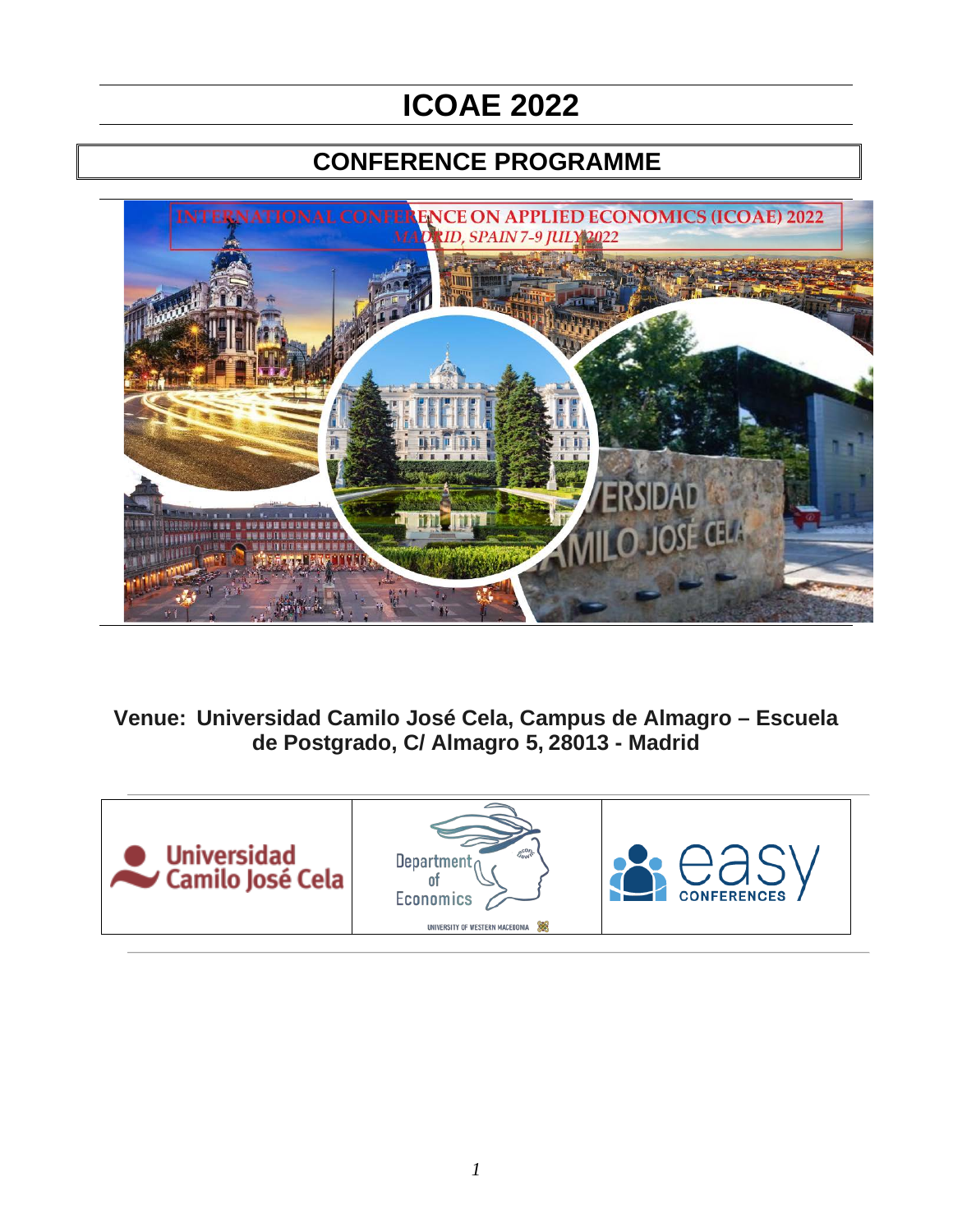# ICOAE 2022

## CONFERENCE PROGRAMME

INTERNATIONAL CONFERENCE ON APPLIED ECONOMICS (ICOAE) 2022

*MADRID, SPAIN 7-9 JULY 2022*

**Venue: Universidad Camilo José Cela, Campus de Almagro – Escuela de Postgrado, C/ Almagro 5, 28013 - Madrid**

| Universidad Camilo José Cela | Department of Economics, University of Western Macedonia | easy CONFERENCES |
|---|---|---|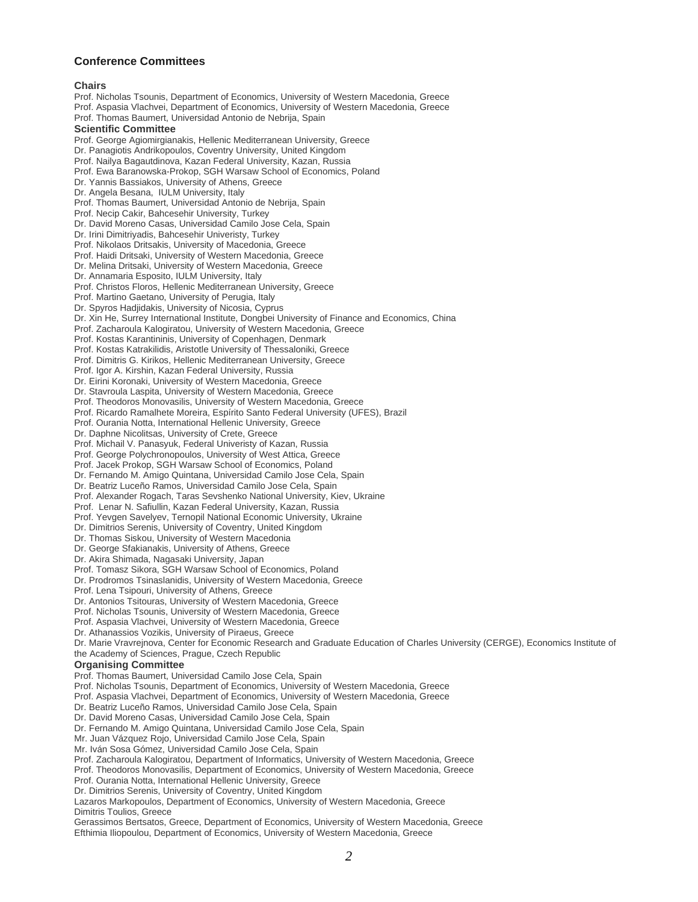## Conference Committees

### Chairs

Prof. Nicholas Tsounis, Department of Economics, University of Western Macedonia, Greece
Prof. Aspasia Vlachvei, Department of Economics, University of Western Macedonia, Greece
Prof. Thomas Baumert, Universidad Antonio de Nebrija, Spain

### Scientific Committee

Prof. George Agiomirgianakis, Hellenic Mediterranean University, Greece
Dr. Panagiotis Andrikopoulos, Coventry University, United Kingdom
Prof. Nailya Bagautdinova, Kazan Federal University, Kazan, Russia
Prof. Ewa Baranowska-Prokop, SGH Warsaw School of Economics, Poland
Dr. Yannis Bassiakos, University of Athens, Greece
Dr. Angela Besana, IULM University, Italy
Prof. Thomas Baumert, Universidad Antonio de Nebrija, Spain
Prof. Necip Cakir, Bahcesehir University, Turkey
Dr. David Moreno Casas, Universidad Camilo Jose Cela, Spain
Dr. Irini Dimitriyadis, Bahcesehir Univeristy, Turkey
Prof. Nikolaos Dritsakis, University of Macedonia, Greece
Prof. Haidi Dritsaki, University of Western Macedonia, Greece
Dr. Melina Dritsaki, University of Western Macedonia, Greece
Dr. Annamaria Esposito, IULM University, Italy
Prof. Christos Floros, Hellenic Mediterranean University, Greece
Prof. Martino Gaetano, University of Perugia, Italy
Dr. Spyros Hadjidakis, University of Nicosia, Cyprus
Dr. Xin He, Surrey International Institute, Dongbei University of Finance and Economics, China
Prof. Zacharoula Kalogiratou, University of Western Macedonia, Greece
Prof. Kostas Karantininis, University of Copenhagen, Denmark
Prof. Kostas Katrakilidis, Aristotle University of Thessaloniki, Greece
Prof. Dimitris G. Kirikos, Hellenic Mediterranean University, Greece
Prof. Igor A. Kirshin, Kazan Federal University, Russia
Dr. Eirini Koronaki, University of Western Macedonia, Greece
Dr. Stavroula Laspita, University of Western Macedonia, Greece
Prof. Theodoros Monovasilis, University of Western Macedonia, Greece
Prof. Ricardo Ramalhete Moreira, Espírito Santo Federal University (UFES), Brazil
Prof. Ourania Notta, International Hellenic University, Greece
Dr. Daphne Nicolitsas, University of Crete, Greece
Prof. Michail V. Panasyuk, Federal Univeristy of Kazan, Russia
Prof. George Polychronopoulos, University of West Attica, Greece
Prof. Jacek Prokop, SGH Warsaw School of Economics, Poland
Dr. Fernando M. Amigo Quintana, Universidad Camilo Jose Cela, Spain
Dr. Beatriz Luceño Ramos, Universidad Camilo Jose Cela, Spain
Prof. Alexander Rogach, Taras Sevshenko National University, Kiev, Ukraine
Prof. Lenar N. Safiullin, Kazan Federal University, Kazan, Russia
Prof. Yevgen Savelyev, Ternopil National Economic University, Ukraine
Dr. Dimitrios Serenis, University of Coventry, United Kingdom
Dr. Thomas Siskou, University of Western Macedonia
Dr. George Sfakianakis, University of Athens, Greece
Dr. Akira Shimada, Nagasaki University, Japan
Prof. Tomasz Sikora, SGH Warsaw School of Economics, Poland
Dr. Prodromos Tsinaslanidis, University of Western Macedonia, Greece
Prof. Lena Tsipouri, University of Athens, Greece
Dr. Antonios Tsitouras, University of Western Macedonia, Greece
Prof. Nicholas Tsounis, University of Western Macedonia, Greece
Prof. Aspasia Vlachvei, University of Western Macedonia, Greece
Dr. Athanassios Vozikis, University of Piraeus, Greece
Dr. Marie Vravrejnova, Center for Economic Research and Graduate Education of Charles University (CERGE), Economics Institute of the Academy of Sciences, Prague, Czech Republic

### Organising Committee

Prof. Thomas Baumert, Universidad Camilo Jose Cela, Spain
Prof. Nicholas Tsounis, Department of Economics, University of Western Macedonia, Greece
Prof. Aspasia Vlachvei, Department of Economics, University of Western Macedonia, Greece
Dr. Beatriz Luceño Ramos, Universidad Camilo Jose Cela, Spain
Dr. David Moreno Casas, Universidad Camilo Jose Cela, Spain
Dr. Fernando M. Amigo Quintana, Universidad Camilo Jose Cela, Spain
Mr. Juan Vázquez Rojo, Universidad Camilo Jose Cela, Spain
Mr. Iván Sosa Gómez, Universidad Camilo Jose Cela, Spain
Prof. Zacharoula Kalogiratou, Department of Informatics, University of Western Macedonia, Greece
Prof. Theodoros Monovasilis, Department of Economics, University of Western Macedonia, Greece
Prof. Ourania Notta, International Hellenic University, Greece
Dr. Dimitrios Serenis, University of Coventry, United Kingdom
Lazaros Markopoulos, Department of Economics, University of Western Macedonia, Greece
Dimitris Toulios, Greece
Gerassimos Bertsatos, Greece, Department of Economics, University of Western Macedonia, Greece
Efthimia Iliopoulou, Department of Economics, University of Western Macedonia, Greece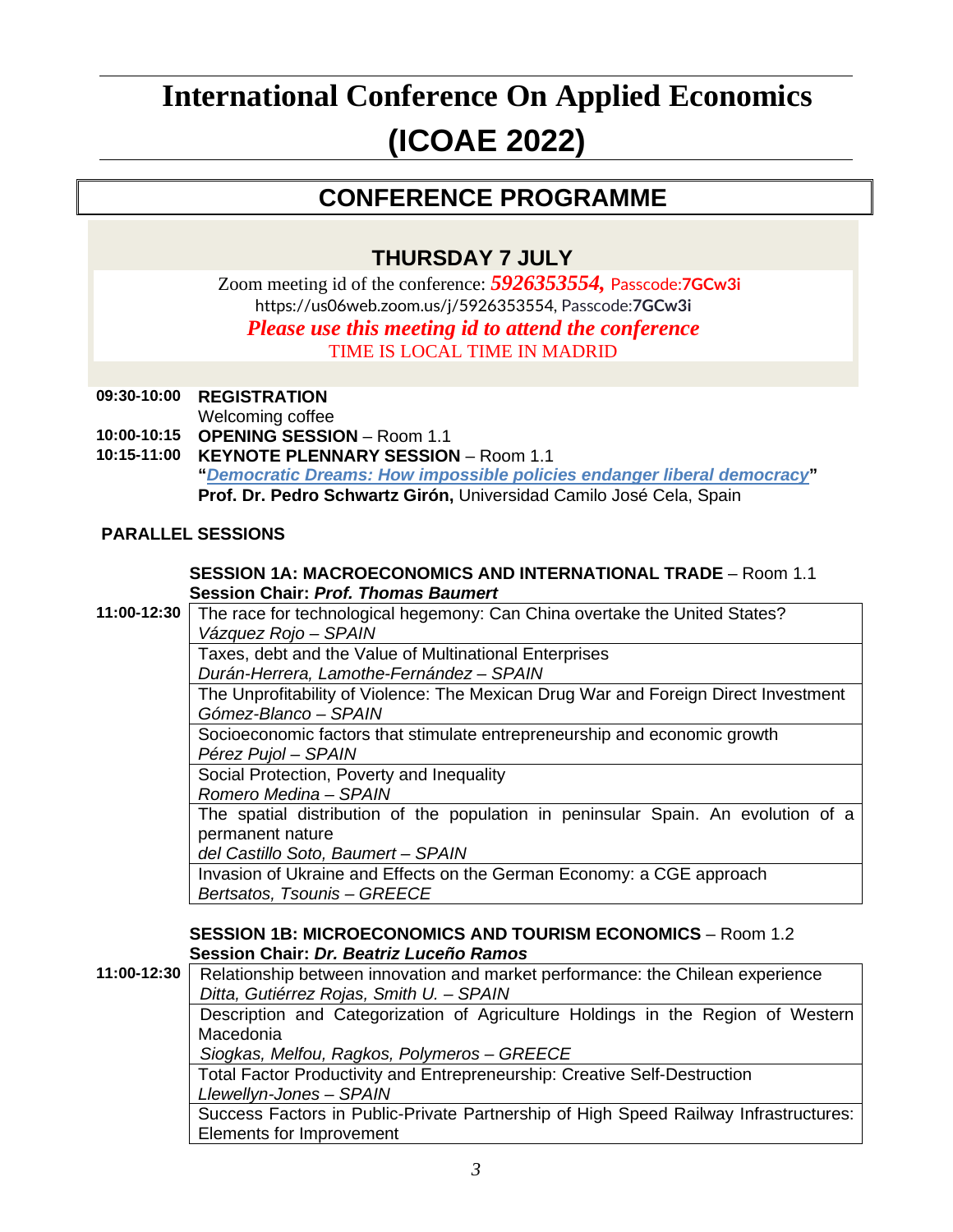# International Conference On Applied Economics (ICOAE 2022)

## CONFERENCE PROGRAMME

### THURSDAY 7 JULY

Zoom meeting id of the conference: ***5926353554,*** Passcode:**7GCw3i**
https://us06web.zoom.us/j/5926353554, Passcode:**7GCw3i**
***Please use this meeting id to attend the conference***
TIME IS LOCAL TIME IN MADRID

**09:30-10:00** **REGISTRATION**
Welcoming coffee

**10:00-10:15** **OPENING SESSION** – Room 1.1

**10:15-11:00** **KEYNOTE PLENNARY SESSION** – Room 1.1
**"*Democratic Dreams: How impossible policies endanger liberal democracy*"**
**Prof. Dr. Pedro Schwartz Girón,** Universidad Camilo José Cela, Spain

**PARALLEL SESSIONS**

**SESSION 1A: MACROECONOMICS AND INTERNATIONAL TRADE** – Room 1.1
**Session Chair: *Prof. Thomas Baumert***

| Time | Paper |
|---|---|
| **11:00-12:30** | The race for technological hegemony: Can China overtake the United States?<br>*Vázquez Rojo – SPAIN* |
| | Taxes, debt and the Value of Multinational Enterprises<br>*Durán-Herrera, Lamothe-Fernández – SPAIN* |
| | The Unprofitability of Violence: The Mexican Drug War and Foreign Direct Investment<br>*Gómez-Blanco – SPAIN* |
| | Socioeconomic factors that stimulate entrepreneurship and economic growth<br>*Pérez Pujol – SPAIN* |
| | Social Protection, Poverty and Inequality<br>*Romero Medina – SPAIN* |
| | The spatial distribution of the population in peninsular Spain. An evolution of a permanent nature<br>*del Castillo Soto, Baumert – SPAIN* |
| | Invasion of Ukraine and Effects on the German Economy: a CGE approach<br>*Bertsatos, Tsounis – GREECE* |

**SESSION 1B: MICROECONOMICS AND TOURISM ECONOMICS** – Room 1.2
**Session Chair: *Dr. Beatriz Luceño Ramos***

| Time | Paper |
|---|---|
| **11:00-12:30** | Relationship between innovation and market performance: the Chilean experience<br>*Ditta, Gutiérrez Rojas, Smith U. – SPAIN* |
| | Description and Categorization of Agriculture Holdings in the Region of Western Macedonia<br>*Siogkas, Melfou, Ragkos, Polymeros – GREECE* |
| | Total Factor Productivity and Entrepreneurship: Creative Self-Destruction<br>*Llewellyn-Jones – SPAIN* |
| | Success Factors in Public-Private Partnership of High Speed Railway Infrastructures: Elements for Improvement |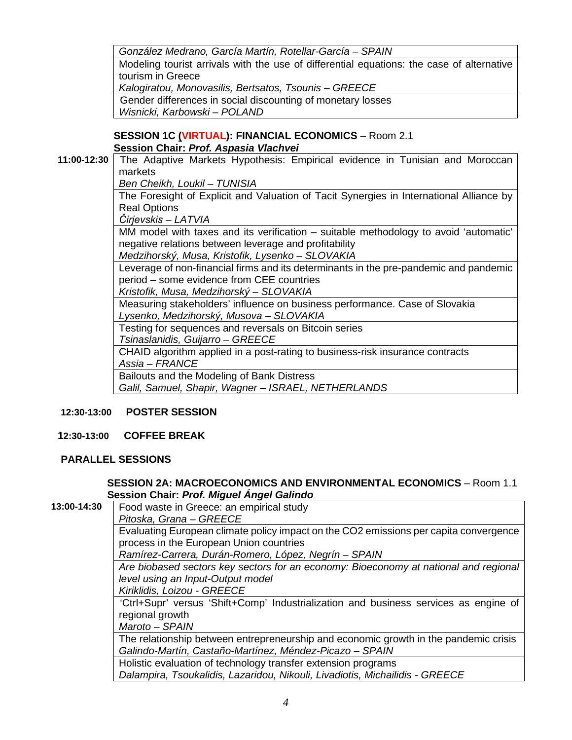| |
|---|
| *González Medrano, García Martín, Rotellar-García – SPAIN* |
| Modeling tourist arrivals with the use of differential equations: the case of alternative tourism in Greece<br>*Kalogiratou, Monovasilis, Bertsatos, Tsounis – GREECE* |
| Gender differences in social discounting of monetary losses<br>*Wisnicki, Karbowski – POLAND* |

**SESSION 1C (VIRTUAL): FINANCIAL ECONOMICS** – Room 2.1
**Session Chair: *Prof. Aspasia Vlachvei***

| Time | Presentation |
|---|---|
| **11:00-12:30** | The Adaptive Markets Hypothesis: Empirical evidence in Tunisian and Moroccan markets<br>*Ben Cheikh, Loukil – TUNISIA* |
| | The Foresight of Explicit and Valuation of Tacit Synergies in International Alliance by Real Options<br>*Čirjevskis – LATVIA* |
| | MM model with taxes and its verification – suitable methodology to avoid 'automatic' negative relations between leverage and profitability<br>*Medzihorský, Musa, Kristofik, Lysenko – SLOVAKIA* |
| | Leverage of non-financial firms and its determinants in the pre-pandemic and pandemic period – some evidence from CEE countries<br>*Kristofik, Musa, Medzihorský – SLOVAKIA* |
| | Measuring stakeholders' influence on business performance. Case of Slovakia<br>*Lysenko, Medzihorský, Musova – SLOVAKIA* |
| | Testing for sequences and reversals on Bitcoin series<br>*Tsinaslanidis, Guijarro – GREECE* |
| | CHAID algorithm applied in a post-rating to business-risk insurance contracts<br>*Assia – FRANCE* |
| | Bailouts and the Modeling of Bank Distress<br>*Galil, Samuel, Shapir, Wagner – ISRAEL, NETHERLANDS* |

**12:30-13:00 POSTER SESSION**

**12:30-13:00 COFFEE BREAK**

**PARALLEL SESSIONS**

**SESSION 2A: MACROECONOMICS AND ENVIRONMENTAL ECONOMICS** – Room 1.1
**Session Chair: *Prof. Miguel Ángel Galindo***

| Time | Presentation |
|---|---|
| **13:00-14:30** | Food waste in Greece: an empirical study<br>*Pitoska, Grana – GREECE* |
| | Evaluating European climate policy impact on the CO2 emissions per capita convergence process in the European Union countries<br>*Ramírez-Carrera, Durán-Romero, López, Negrín – SPAIN* |
| | *Are biobased sectors key sectors for an economy: Bioeconomy at national and regional level using an Input-Output model*<br>*Kiriklidis, Loizou - GREECE* |
| | 'Ctrl+Supr' versus 'Shift+Comp' Industrialization and business services as engine of regional growth<br>*Maroto – SPAIN* |
| | The relationship between entrepreneurship and economic growth in the pandemic crisis<br>*Galindo-Martín, Castaño-Martínez, Méndez-Picazo – SPAIN* |
| | Holistic evaluation of technology transfer extension programs<br>*Dalampira, Tsoukalidis, Lazaridou, Nikouli, Livadiotis, Michailidis - GREECE* |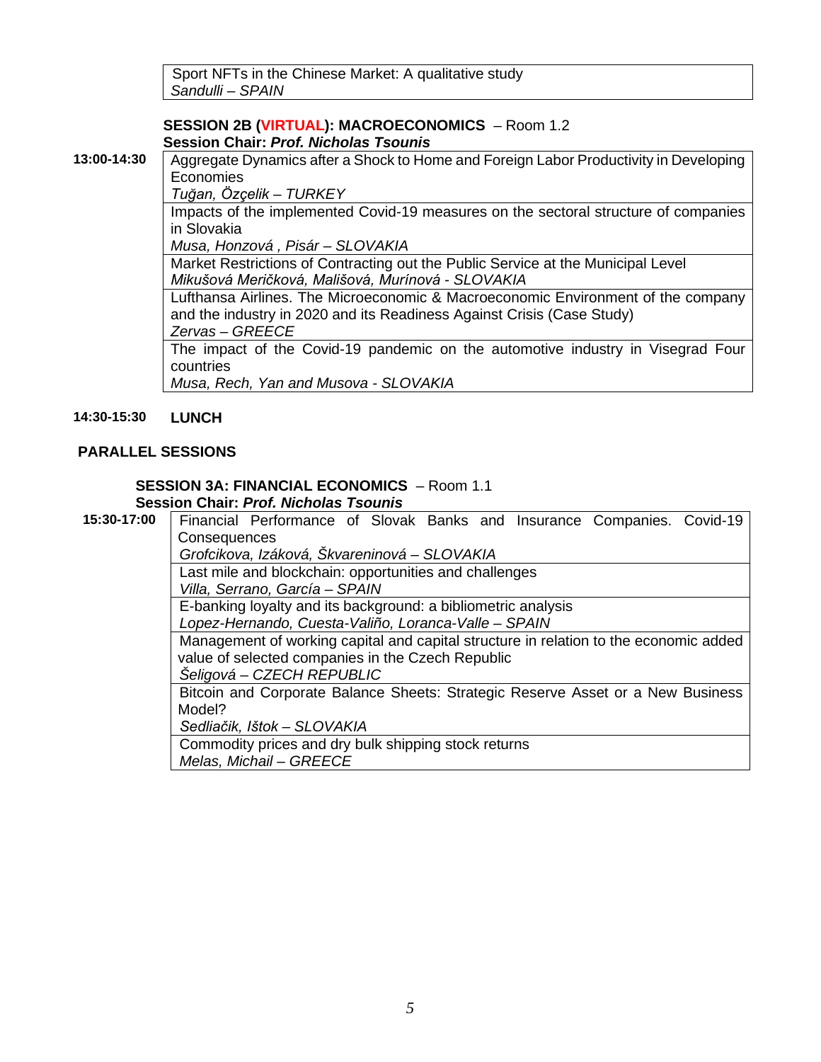| | |
|---|---|
| | Sport NFTs in the Chinese Market: A qualitative study<br>*Sandulli – SPAIN* |

**SESSION 2B (VIRTUAL): MACROECONOMICS** – Room 1.2
**Session Chair: *Prof. Nicholas Tsounis***

| | |
|---|---|
| **13:00-14:30** | Aggregate Dynamics after a Shock to Home and Foreign Labor Productivity in Developing Economies<br>*Tuğan, Özçelik – TURKEY* |
| | Impacts of the implemented Covid-19 measures on the sectoral structure of companies in Slovakia<br>*Musa, Honzová , Pisár – SLOVAKIA* |
| | Market Restrictions of Contracting out the Public Service at the Municipal Level<br>*Mikušová Meričková, Mališová, Murínová - SLOVAKIA* |
| | Lufthansa Airlines. The Microeconomic & Macroeconomic Environment of the company and the industry in 2020 and its Readiness Against Crisis (Case Study)<br>*Zervas – GREECE* |
| | The impact of the Covid-19 pandemic on the automotive industry in Visegrad Four countries<br>*Musa, Rech, Yan and Musova - SLOVAKIA* |

**14:30-15:30** **LUNCH**

**PARALLEL SESSIONS**

**SESSION 3A: FINANCIAL ECONOMICS** – Room 1.1
**Session Chair: *Prof. Nicholas Tsounis***

| | |
|---|---|
| **15:30-17:00** | Financial Performance of Slovak Banks and Insurance Companies. Covid-19 Consequences<br>*Grofcikova, Izáková, Škvareninová – SLOVAKIA* |
| | Last mile and blockchain: opportunities and challenges<br>*Villa, Serrano, García – SPAIN* |
| | E-banking loyalty and its background: a bibliometric analysis<br>*Lopez-Hernando, Cuesta-Valiño, Loranca-Valle – SPAIN* |
| | Management of working capital and capital structure in relation to the economic added value of selected companies in the Czech Republic<br>*Šeligová – CZECH REPUBLIC* |
| | Bitcoin and Corporate Balance Sheets: Strategic Reserve Asset or a New Business Model?<br>*Sedliačik, Ištok – SLOVAKIA* |
| | Commodity prices and dry bulk shipping stock returns<br>*Melas, Michail – GREECE* |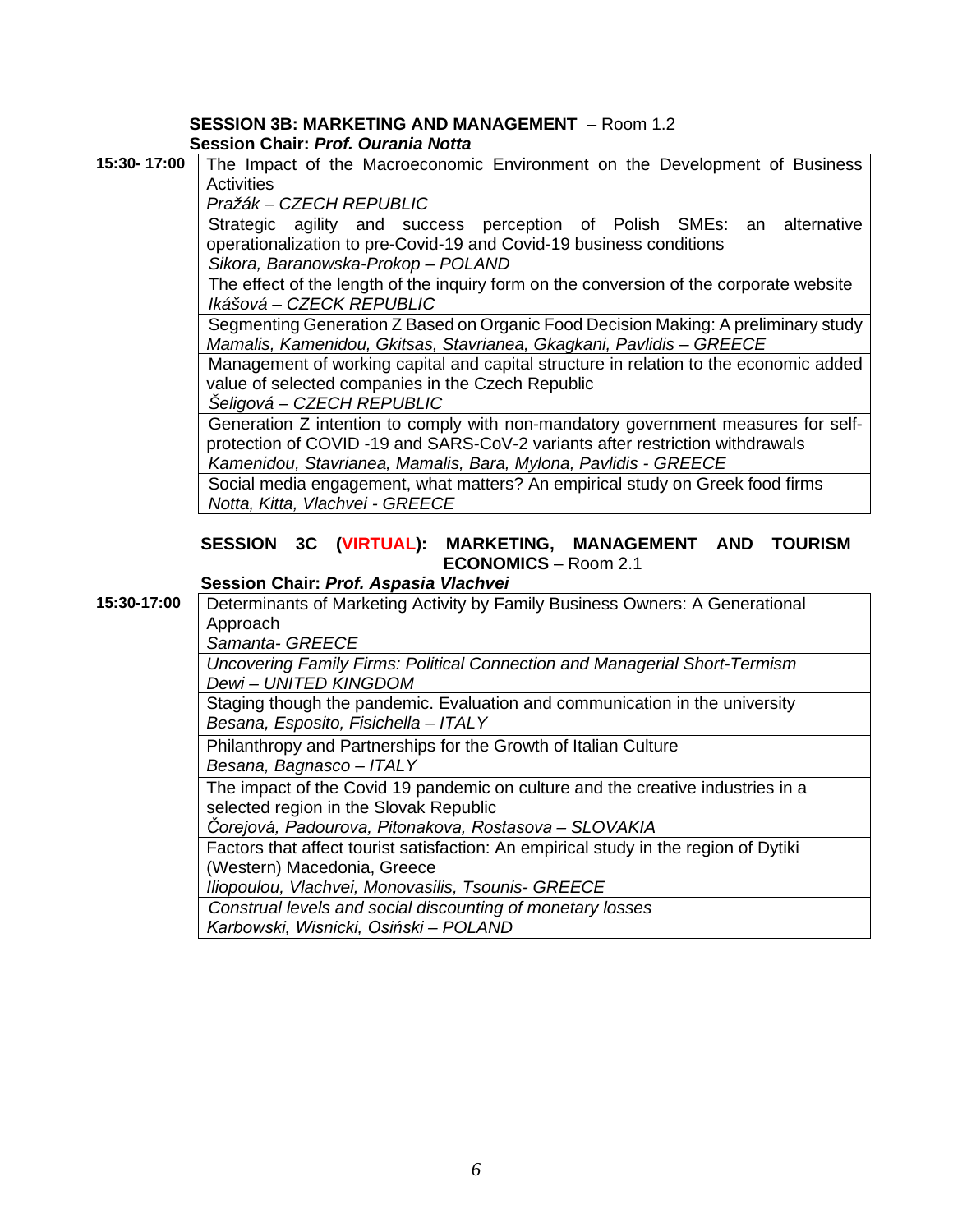**SESSION 3B: MARKETING AND MANAGEMENT** – Room 1.2
**Session Chair:** ***Prof. Ourania Notta***

| Time | Presentation |
|---|---|
| **15:30- 17:00** | The Impact of the Macroeconomic Environment on the Development of Business Activities<br>*Pražák – CZECH REPUBLIC* |
| | Strategic agility and success perception of Polish SMEs: an alternative operationalization to pre-Covid-19 and Covid-19 business conditions<br>*Sikora, Baranowska-Prokop – POLAND* |
| | The effect of the length of the inquiry form on the conversion of the corporate website<br>*Ikášová – CZECK REPUBLIC* |
| | Segmenting Generation Z Based on Organic Food Decision Making: A preliminary study<br>*Mamalis, Kamenidou, Gkitsas, Stavrianea, Gkagkani, Pavlidis – GREECE* |
| | Management of working capital and capital structure in relation to the economic added value of selected companies in the Czech Republic<br>*Šeligová – CZECH REPUBLIC* |
| | Generation Z intention to comply with non-mandatory government measures for self-protection of COVID -19 and SARS-CoV-2 variants after restriction withdrawals<br>*Kamenidou, Stavrianea, Mamalis, Bara, Mylona, Pavlidis - GREECE* |
| | Social media engagement, what matters? An empirical study on Greek food firms<br>*Notta, Kitta, Vlachvei - GREECE* |

**SESSION 3C (VIRTUAL): MARKETING, MANAGEMENT AND TOURISM ECONOMICS** – Room 2.1
**Session Chair:** ***Prof. Aspasia Vlachvei***

| Time | Presentation |
|---|---|
| **15:30-17:00** | Determinants of Marketing Activity by Family Business Owners: A Generational Approach<br>*Samanta- GREECE* |
| | *Uncovering Family Firms: Political Connection and Managerial Short-Termism*<br>*Dewi – UNITED KINGDOM* |
| | Staging though the pandemic. Evaluation and communication in the university<br>*Besana, Esposito, Fisichella – ITALY* |
| | Philanthropy and Partnerships for the Growth of Italian Culture<br>*Besana, Bagnasco – ITALY* |
| | The impact of the Covid 19 pandemic on culture and the creative industries in a selected region in the Slovak Republic<br>*Čorejová, Padourova, Pitonakova, Rostasova – SLOVAKIA* |
| | Factors that affect tourist satisfaction: An empirical study in the region of Dytiki (Western) Macedonia, Greece<br>*Iliopoulou, Vlachvei, Monovasilis, Tsounis- GREECE* |
| | *Construal levels and social discounting of monetary losses*<br>*Karbowski, Wisnicki, Osiński – POLAND* |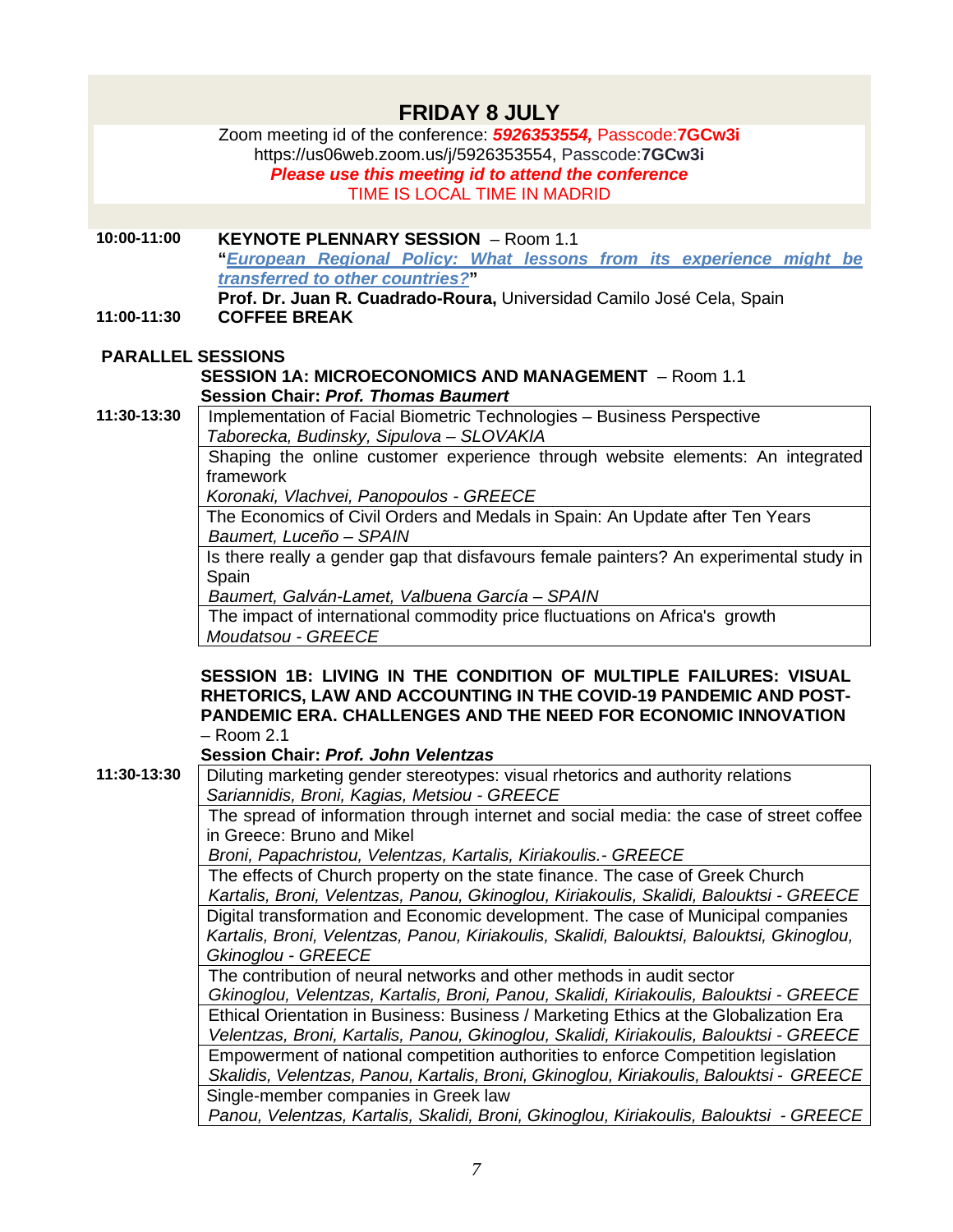# FRIDAY 8 JULY

Zoom meeting id of the conference: ***5926353554,*** Passcode:**7GCw3i**
https://us06web.zoom.us/j/5926353554, Passcode:**7GCw3i**
***Please use this meeting id to attend the conference***
TIME IS LOCAL TIME IN MADRID

**10:00-11:00** **KEYNOTE PLENNARY SESSION** – Room 1.1
**"*European Regional Policy: What lessons from its experience might be transferred to other countries?*"**
**Prof. Dr. Juan R. Cuadrado-Roura,** Universidad Camilo José Cela, Spain

**11:00-11:30** **COFFEE BREAK**

## PARALLEL SESSIONS

### SESSION 1A: MICROECONOMICS AND MANAGEMENT – Room 1.1

**Session Chair: *Prof. Thomas Baumert***

| Time | Paper |
|---|---|
| **11:30-13:30** | Implementation of Facial Biometric Technologies – Business Perspective<br>*Taborecka, Budinsky, Sipulova – SLOVAKIA* |
| | Shaping the online customer experience through website elements: An integrated framework<br>*Koronaki, Vlachvei, Panopoulos - GREECE* |
| | The Economics of Civil Orders and Medals in Spain: An Update after Ten Years<br>*Baumert, Luceño – SPAIN* |
| | Is there really a gender gap that disfavours female painters? An experimental study in Spain<br>*Baumert, Galván-Lamet, Valbuena García – SPAIN* |
| | The impact of international commodity price fluctuations on Africa's growth<br>*Moudatsou - GREECE* |

### SESSION 1B: LIVING IN THE CONDITION OF MULTIPLE FAILURES: VISUAL RHETORICS, LAW AND ACCOUNTING IN THE COVID-19 PANDEMIC AND POST-PANDEMIC ERA. CHALLENGES AND THE NEED FOR ECONOMIC INNOVATION – Room 2.1

**Session Chair: *Prof. John Velentzas***

| Time | Paper |
|---|---|
| **11:30-13:30** | Diluting marketing gender stereotypes: visual rhetorics and authority relations<br>*Sariannidis, Broni, Kagias, Metsiou - GREECE* |
| | The spread of information through internet and social media: the case of street coffee in Greece: Bruno and Mikel<br>*Broni, Papachristou, Velentzas, Kartalis, Kiriakoulis.- GREECE* |
| | The effects of Church property on the state finance. The case of Greek Church<br>*Kartalis, Broni, Velentzas, Panou, Gkinoglou, Kiriakoulis, Skalidi, Balouktsi - GREECE* |
| | Digital transformation and Economic development. The case of Municipal companies<br>*Kartalis, Broni, Velentzas, Panou, Kiriakoulis, Skalidi, Balouktsi, Balouktsi, Gkinoglou, Gkinoglou - GREECE* |
| | The contribution of neural networks and other methods in audit sector<br>*Gkinoglou, Velentzas, Kartalis, Broni, Panou, Skalidi, Kiriakoulis, Balouktsi - GREECE* |
| | Ethical Orientation in Business: Business / Marketing Ethics at the Globalization Era<br>*Velentzas, Broni, Kartalis, Panou, Gkinoglou, Skalidi, Kiriakoulis, Balouktsi - GREECE* |
| | Empowerment of national competition authorities to enforce Competition legislation<br>*Skalidis, Velentzas, Panou, Kartalis, Broni, Gkinoglou, Kiriakoulis, Balouktsi - GREECE* |
| | Single-member companies in Greek law<br>*Panou, Velentzas, Kartalis, Skalidi, Broni, Gkinoglou, Kiriakoulis, Balouktsi - GREECE* |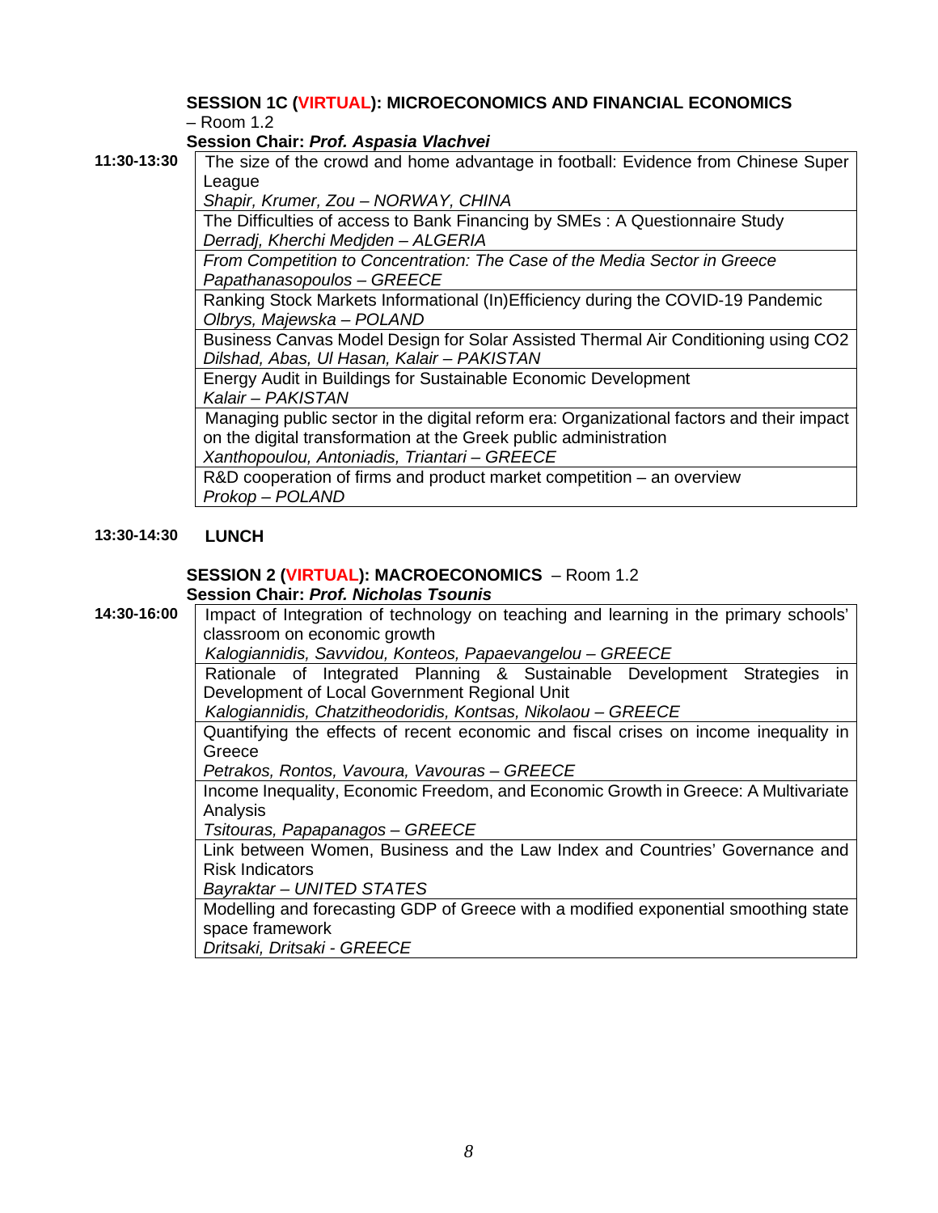**SESSION 1C (VIRTUAL): MICROECONOMICS AND FINANCIAL ECONOMICS** – Room 1.2

**Session Chair: *Prof. Aspasia Vlachvei***

| Time | Presentation |
|---|---|
| **11:30-13:30** | The size of the crowd and home advantage in football: Evidence from Chinese Super League<br>*Shapir, Krumer, Zou – NORWAY, CHINA* |
| | The Difficulties of access to Bank Financing by SMEs : A Questionnaire Study<br>*Derradj, Kherchi Medjden – ALGERIA* |
| | *From Competition to Concentration: The Case of the Media Sector in Greece*<br>*Papathanasopoulos – GREECE* |
| | Ranking Stock Markets Informational (In)Efficiency during the COVID-19 Pandemic<br>*Olbrys, Majewska – POLAND* |
| | Business Canvas Model Design for Solar Assisted Thermal Air Conditioning using CO2<br>*Dilshad, Abas, Ul Hasan, Kalair – PAKISTAN* |
| | Energy Audit in Buildings for Sustainable Economic Development<br>*Kalair – PAKISTAN* |
| | Managing public sector in the digital reform era: Organizational factors and their impact on the digital transformation at the Greek public administration<br>*Xanthopoulou, Antoniadis, Triantari – GREECE* |
| | R&D cooperation of firms and product market competition – an overview<br>*Prokop – POLAND* |

**13:30-14:30** **LUNCH**

**SESSION 2 (VIRTUAL): MACROECONOMICS** – Room 1.2

**Session Chair: *Prof. Nicholas Tsounis***

| Time | Presentation |
|---|---|
| **14:30-16:00** | Impact of Integration of technology on teaching and learning in the primary schools' classroom on economic growth<br>*Kalogiannidis, Savvidou, Konteos, Papaevangelou – GREECE* |
| | Rationale of Integrated Planning & Sustainable Development Strategies in Development of Local Government Regional Unit<br>*Kalogiannidis, Chatzitheodoridis, Kontsas, Nikolaou – GREECE* |
| | Quantifying the effects of recent economic and fiscal crises on income inequality in Greece<br>*Petrakos, Rontos, Vavoura, Vavouras – GREECE* |
| | Income Inequality, Economic Freedom, and Economic Growth in Greece: A Multivariate Analysis<br>*Tsitouras, Papapanagos – GREECE* |
| | Link between Women, Business and the Law Index and Countries' Governance and Risk Indicators<br>*Bayraktar – UNITED STATES* |
| | Modelling and forecasting GDP of Greece with a modified exponential smoothing state space framework<br>*Dritsaki, Dritsaki - GREECE* |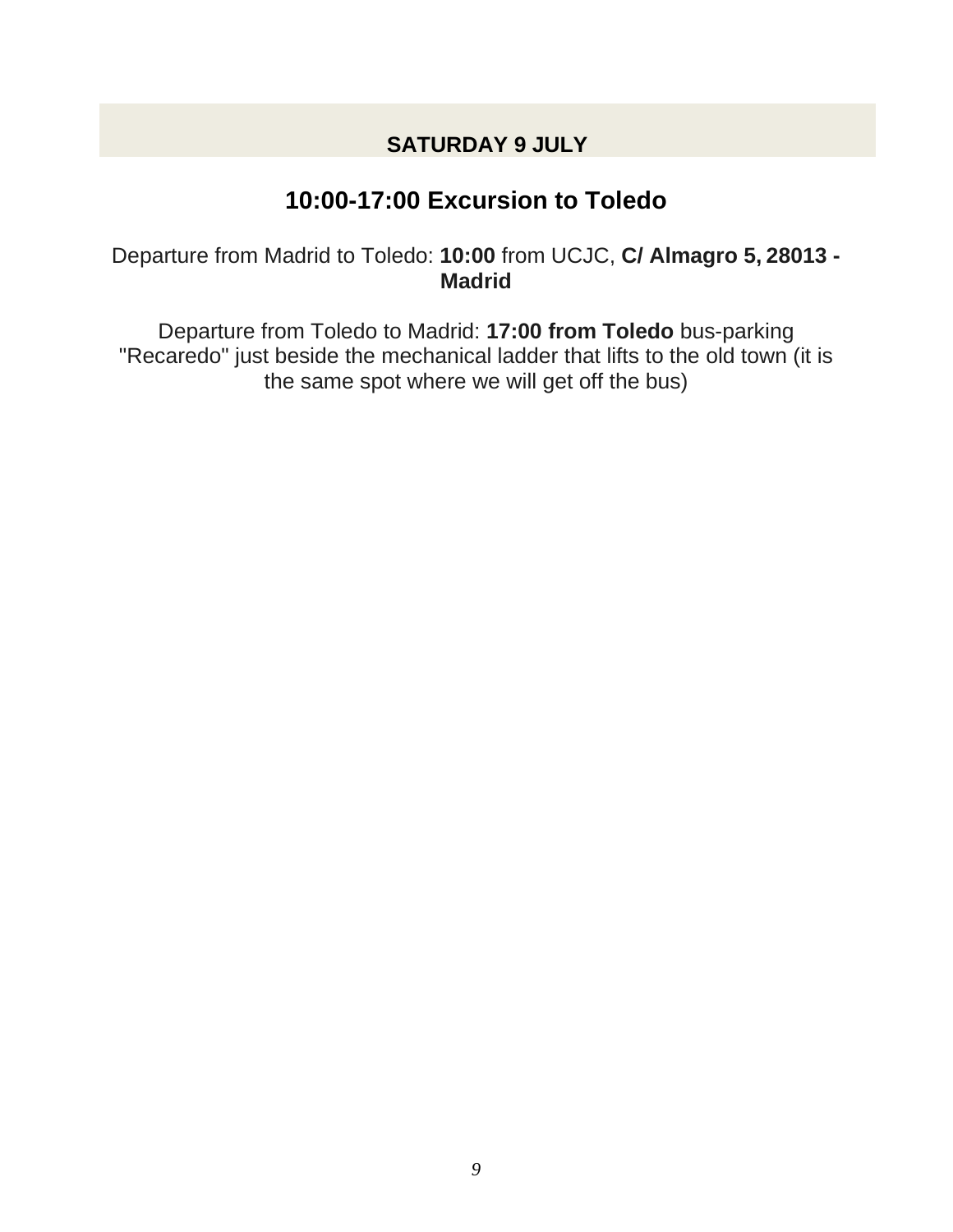## SATURDAY 9 JULY

# 10:00-17:00 Excursion to Toledo

Departure from Madrid to Toledo: **10:00** from UCJC, **C/ Almagro 5, 28013 - Madrid**

Departure from Toledo to Madrid: **17:00 from Toledo** bus-parking "Recaredo" just beside the mechanical ladder that lifts to the old town (it is the same spot where we will get off the bus)